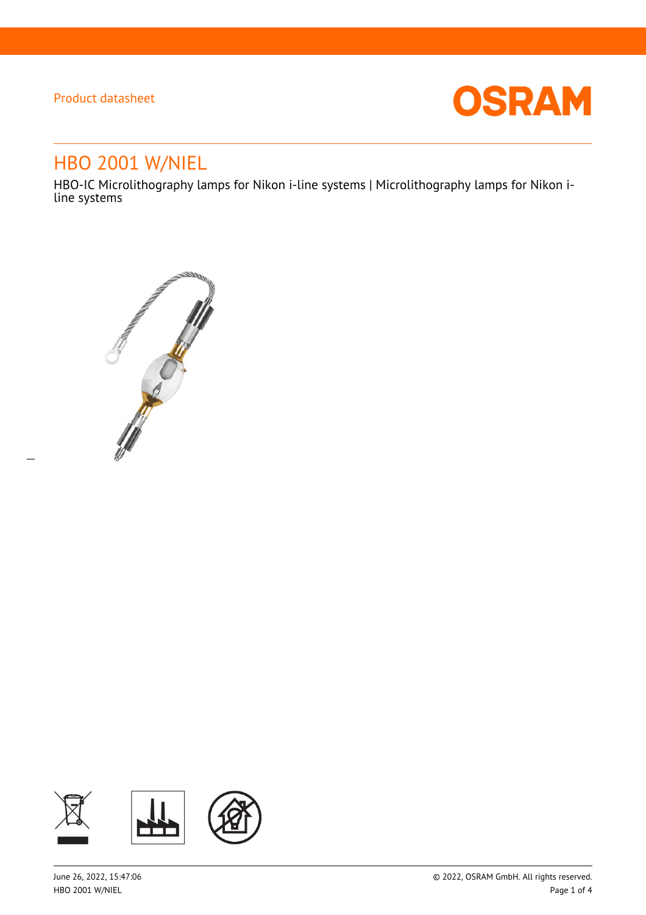Product datasheet

# HBO 2001 W/NIEL

HBO-IC Microlithography lamps for Nikon i-line systems | Microlithography lamps for Nikon i-line systems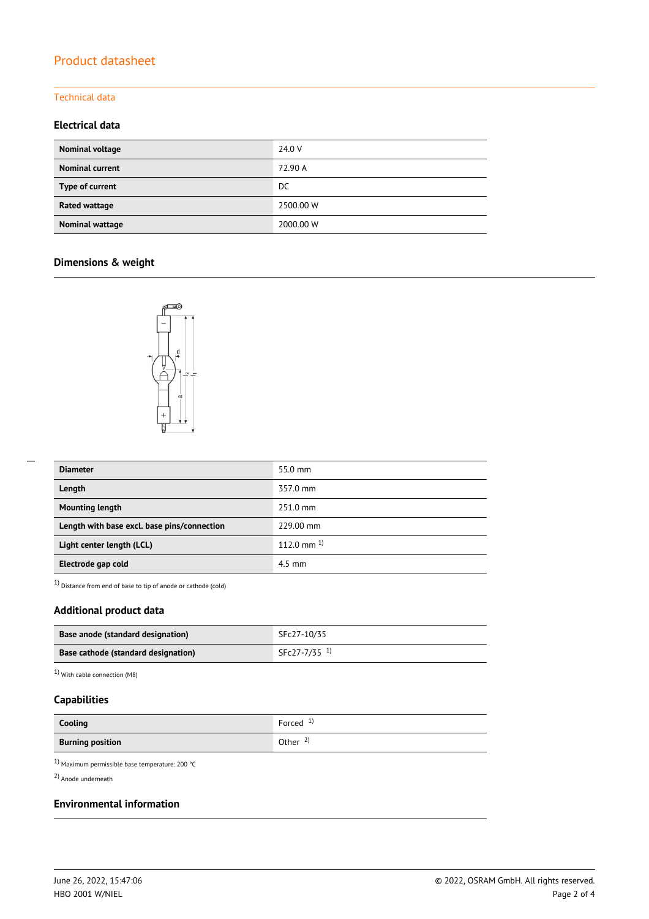# Product datasheet

## Technical data

### Electrical data

| | |
|---|---|
| **Nominal voltage** | 24.0 V |
| **Nominal current** | 72.90 A |
| **Type of current** | DC |
| **Rated wattage** | 2500.00 W |
| **Nominal wattage** | 2000.00 W |

### Dimensions & weight

| | |
|---|---|
| **Diameter** | 55.0 mm |
| **Length** | 357.0 mm |
| **Mounting length** | 251.0 mm |
| **Length with base excl. base pins/connection** | 229.00 mm |
| **Light center length (LCL)** | 112.0 mm [1] |
| **Electrode gap cold** | 4.5 mm |

[1] Distance from end of base to tip of anode or cathode (cold)

### Additional product data

| | |
|---|---|
| **Base anode (standard designation)** | SFc27-10/35 |
| **Base cathode (standard designation)** | SFc27-7/35 [1] |

[1] With cable connection (M8)

### Capabilities

| | |
|---|---|
| **Cooling** | Forced [1] |
| **Burning position** | Other [2] |

[1] Maximum permissible base temperature: 200 °C

[2] Anode underneath

### Environmental information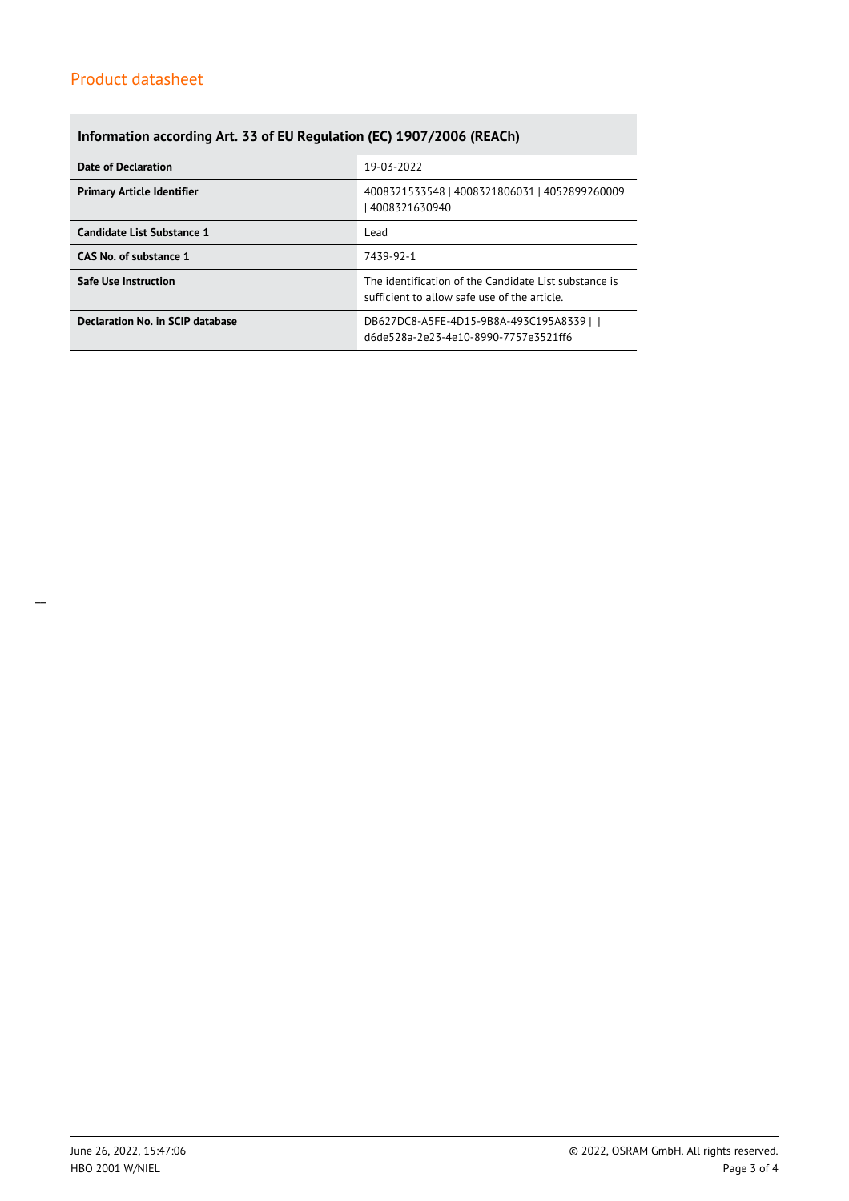## Information according Art. 33 of EU Regulation (EC) 1907/2006 (REACh)

| | |
|---|---|
| **Date of Declaration** | 19-03-2022 |
| **Primary Article Identifier** | 4008321533548 \| 4008321806031 \| 4052899260009 \| 4008321630940 |
| **Candidate List Substance 1** | Lead |
| **CAS No. of substance 1** | 7439-92-1 |
| **Safe Use Instruction** | The identification of the Candidate List substance is sufficient to allow safe use of the article. |
| **Declaration No. in SCIP database** | DB627DC8-A5FE-4D15-9B8A-493C195A8339 \| \| d6de528a-2e23-4e10-8990-7757e3521ff6 |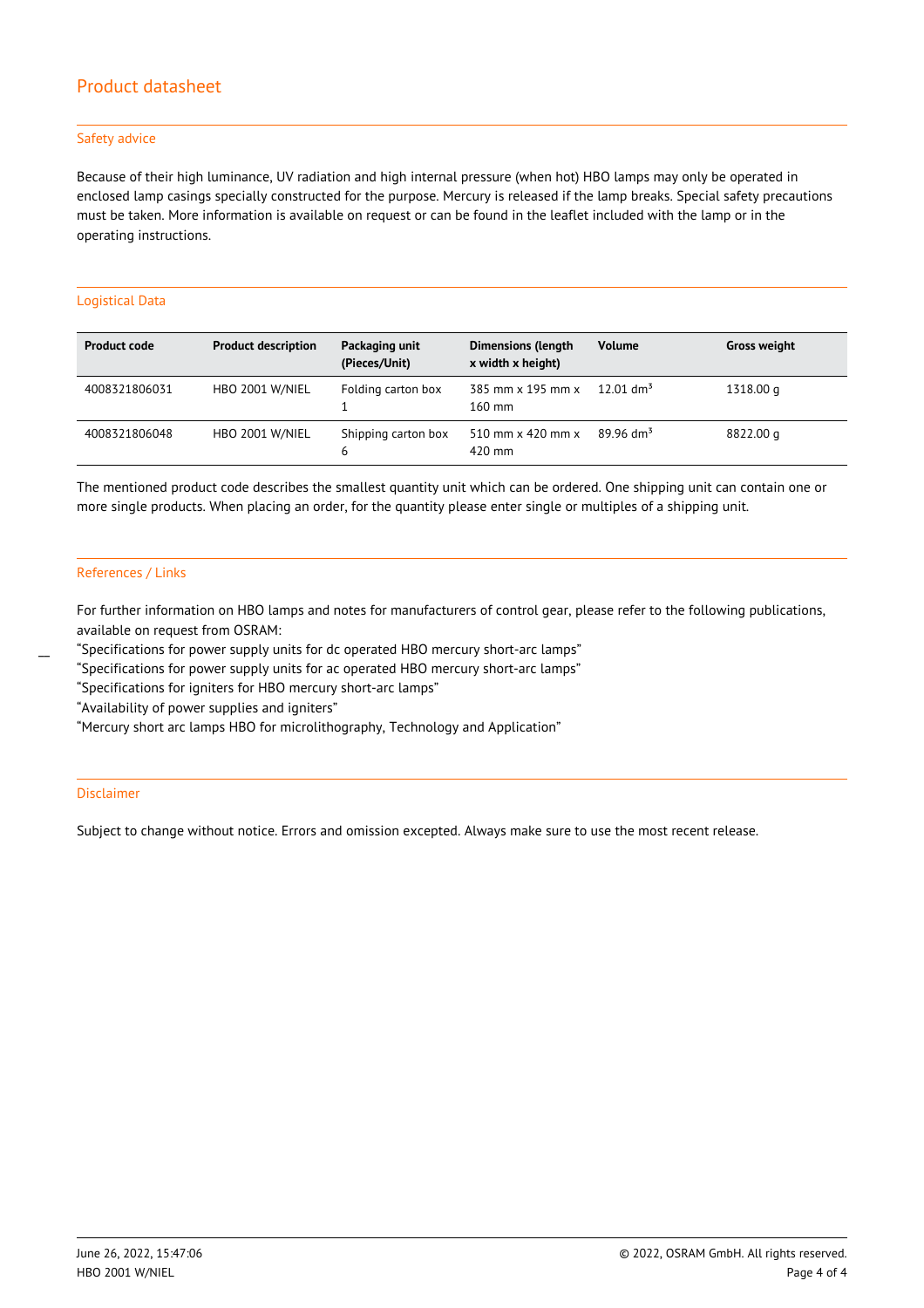# Product datasheet

## Safety advice

Because of their high luminance, UV radiation and high internal pressure (when hot) HBO lamps may only be operated in enclosed lamp casings specially constructed for the purpose. Mercury is released if the lamp breaks. Special safety precautions must be taken. More information is available on request or can be found in the leaflet included with the lamp or in the operating instructions.

## Logistical Data

| Product code | Product description | Packaging unit (Pieces/Unit) | Dimensions (length x width x height) | Volume | Gross weight |
|---|---|---|---|---|---|
| 4008321806031 | HBO 2001 W/NIEL | Folding carton box 1 | 385 mm x 195 mm x 160 mm | 12.01 $dm^3$ | 1318.00 g |
| 4008321806048 | HBO 2001 W/NIEL | Shipping carton box 6 | 510 mm x 420 mm x 420 mm | 89.96 $dm^3$ | 8822.00 g |

The mentioned product code describes the smallest quantity unit which can be ordered. One shipping unit can contain one or more single products. When placing an order, for the quantity please enter single or multiples of a shipping unit.

## References / Links

For further information on HBO lamps and notes for manufacturers of control gear, please refer to the following publications, available on request from OSRAM:
"Specifications for power supply units for dc operated HBO mercury short-arc lamps"
"Specifications for power supply units for ac operated HBO mercury short-arc lamps"
"Specifications for igniters for HBO mercury short-arc lamps"
"Availability of power supplies and igniters"
"Mercury short arc lamps HBO for microlithography, Technology and Application"

## Disclaimer

Subject to change without notice. Errors and omission excepted. Always make sure to use the most recent release.